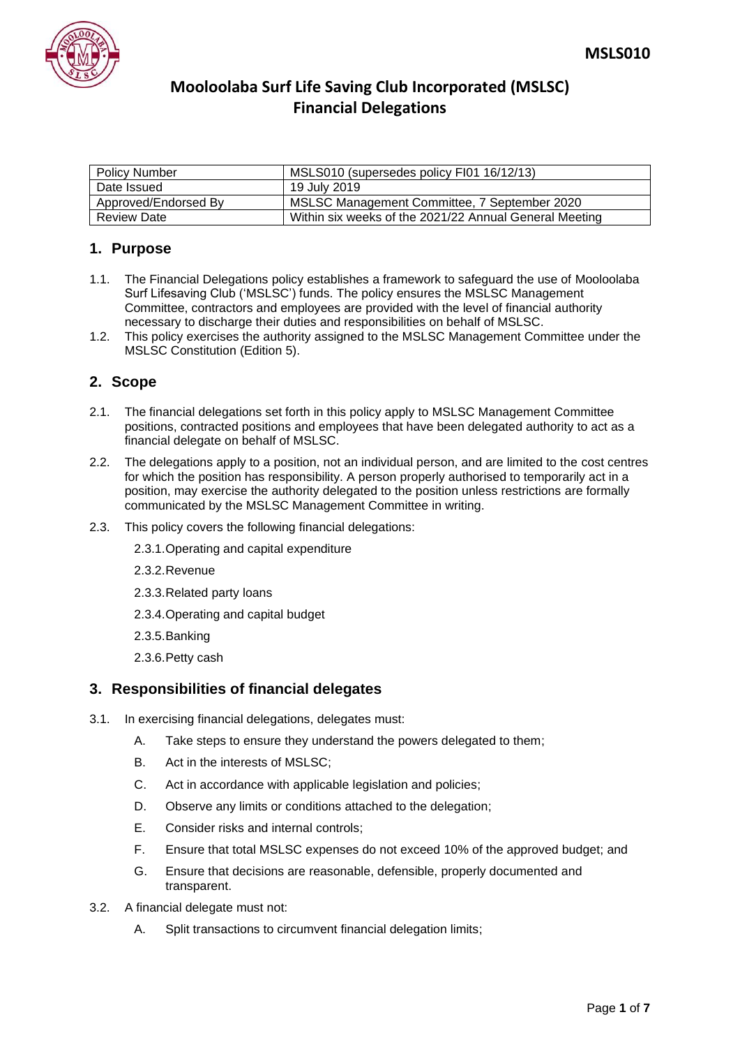MSLS010

# Mooloolaba Surf Life Saving Club Incorporated (MSLSC)
# Financial Delegations

| Policy Number | MSLS010 (supersedes policy FI01 16/12/13) |
|---|---|
| Date Issued | 19 July 2019 |
| Approved/Endorsed By | MSLSC Management Committee, 7 September 2020 |
| Review Date | Within six weeks of the 2021/22 Annual General Meeting |

## 1. Purpose

1.1. The Financial Delegations policy establishes a framework to safeguard the use of Mooloolaba Surf Lifesaving Club ('MSLSC') funds. The policy ensures the MSLSC Management Committee, contractors and employees are provided with the level of financial authority necessary to discharge their duties and responsibilities on behalf of MSLSC.

1.2. This policy exercises the authority assigned to the MSLSC Management Committee under the MSLSC Constitution (Edition 5).

## 2. Scope

2.1. The financial delegations set forth in this policy apply to MSLSC Management Committee positions, contracted positions and employees that have been delegated authority to act as a financial delegate on behalf of MSLSC.

2.2. The delegations apply to a position, not an individual person, and are limited to the cost centres for which the position has responsibility. A person properly authorised to temporarily act in a position, may exercise the authority delegated to the position unless restrictions are formally communicated by the MSLSC Management Committee in writing.

2.3. This policy covers the following financial delegations:

2.3.1. Operating and capital expenditure

2.3.2. Revenue

2.3.3. Related party loans

2.3.4. Operating and capital budget

2.3.5. Banking

2.3.6. Petty cash

## 3. Responsibilities of financial delegates

3.1. In exercising financial delegations, delegates must:

A. Take steps to ensure they understand the powers delegated to them;

B. Act in the interests of MSLSC;

C. Act in accordance with applicable legislation and policies;

D. Observe any limits or conditions attached to the delegation;

E. Consider risks and internal controls;

F. Ensure that total MSLSC expenses do not exceed 10% of the approved budget; and

G. Ensure that decisions are reasonable, defensible, properly documented and transparent.

3.2. A financial delegate must not:

A. Split transactions to circumvent financial delegation limits;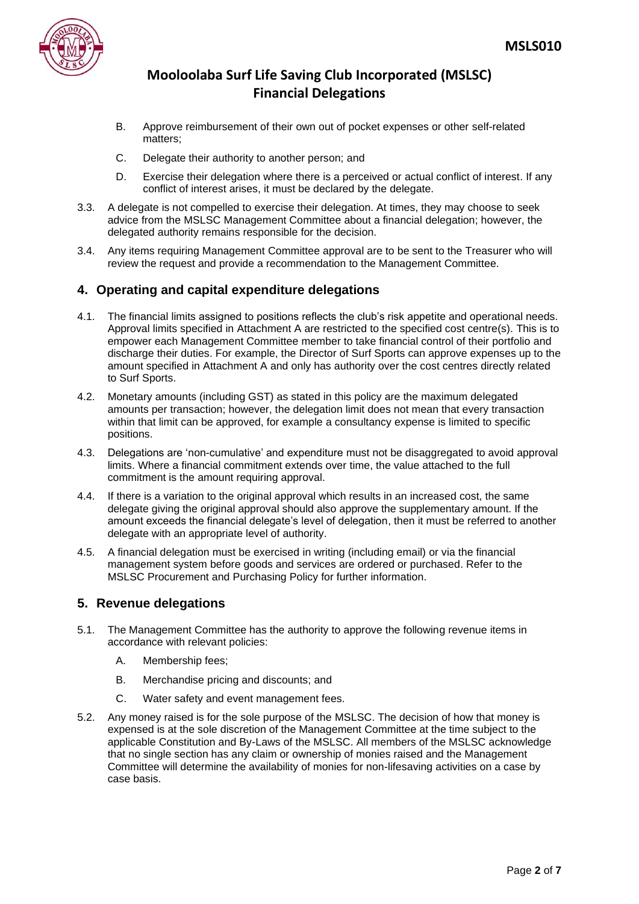B. Approve reimbursement of their own out of pocket expenses or other self-related matters;

C. Delegate their authority to another person; and

D. Exercise their delegation where there is a perceived or actual conflict of interest. If any conflict of interest arises, it must be declared by the delegate.

3.3. A delegate is not compelled to exercise their delegation. At times, they may choose to seek advice from the MSLSC Management Committee about a financial delegation; however, the delegated authority remains responsible for the decision.

3.4. Any items requiring Management Committee approval are to be sent to the Treasurer who will review the request and provide a recommendation to the Management Committee.

## 4. Operating and capital expenditure delegations

4.1. The financial limits assigned to positions reflects the club's risk appetite and operational needs. Approval limits specified in Attachment A are restricted to the specified cost centre(s). This is to empower each Management Committee member to take financial control of their portfolio and discharge their duties. For example, the Director of Surf Sports can approve expenses up to the amount specified in Attachment A and only has authority over the cost centres directly related to Surf Sports.

4.2. Monetary amounts (including GST) as stated in this policy are the maximum delegated amounts per transaction; however, the delegation limit does not mean that every transaction within that limit can be approved, for example a consultancy expense is limited to specific positions.

4.3. Delegations are 'non-cumulative' and expenditure must not be disaggregated to avoid approval limits. Where a financial commitment extends over time, the value attached to the full commitment is the amount requiring approval.

4.4. If there is a variation to the original approval which results in an increased cost, the same delegate giving the original approval should also approve the supplementary amount. If the amount exceeds the financial delegate's level of delegation, then it must be referred to another delegate with an appropriate level of authority.

4.5. A financial delegation must be exercised in writing (including email) or via the financial management system before goods and services are ordered or purchased. Refer to the MSLSC Procurement and Purchasing Policy for further information.

## 5. Revenue delegations

5.1. The Management Committee has the authority to approve the following revenue items in accordance with relevant policies:

A. Membership fees;

B. Merchandise pricing and discounts; and

C. Water safety and event management fees.

5.2. Any money raised is for the sole purpose of the MSLSC. The decision of how that money is expensed is at the sole discretion of the Management Committee at the time subject to the applicable Constitution and By-Laws of the MSLSC. All members of the MSLSC acknowledge that no single section has any claim or ownership of monies raised and the Management Committee will determine the availability of monies for non-lifesaving activities on a case by case basis.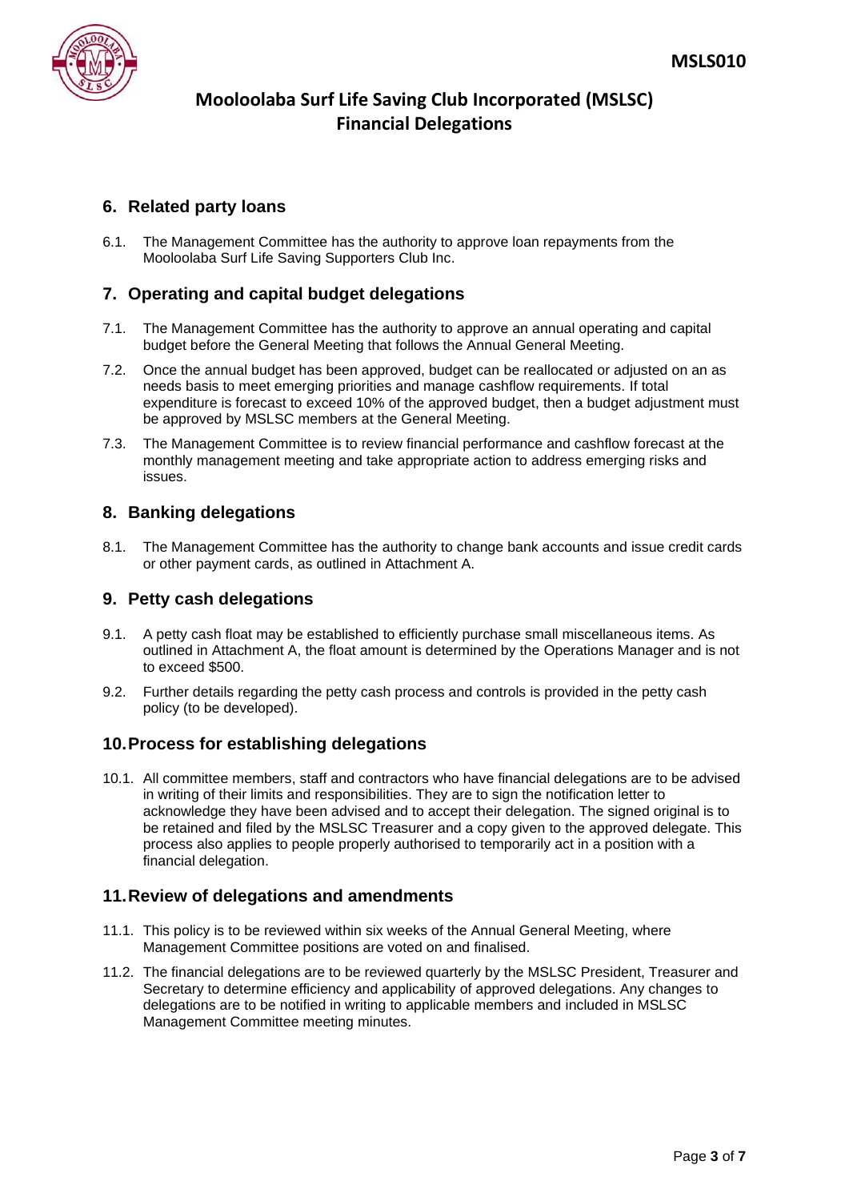## 6. Related party loans

6.1. The Management Committee has the authority to approve loan repayments from the Mooloolaba Surf Life Saving Supporters Club Inc.

## 7. Operating and capital budget delegations

7.1. The Management Committee has the authority to approve an annual operating and capital budget before the General Meeting that follows the Annual General Meeting.

7.2. Once the annual budget has been approved, budget can be reallocated or adjusted on an as needs basis to meet emerging priorities and manage cashflow requirements. If total expenditure is forecast to exceed 10% of the approved budget, then a budget adjustment must be approved by MSLSC members at the General Meeting.

7.3. The Management Committee is to review financial performance and cashflow forecast at the monthly management meeting and take appropriate action to address emerging risks and issues.

## 8. Banking delegations

8.1. The Management Committee has the authority to change bank accounts and issue credit cards or other payment cards, as outlined in Attachment A.

## 9. Petty cash delegations

9.1. A petty cash float may be established to efficiently purchase small miscellaneous items. As outlined in Attachment A, the float amount is determined by the Operations Manager and is not to exceed $500.

9.2. Further details regarding the petty cash process and controls is provided in the petty cash policy (to be developed).

## 10. Process for establishing delegations

10.1. All committee members, staff and contractors who have financial delegations are to be advised in writing of their limits and responsibilities. They are to sign the notification letter to acknowledge they have been advised and to accept their delegation. The signed original is to be retained and filed by the MSLSC Treasurer and a copy given to the approved delegate. This process also applies to people properly authorised to temporarily act in a position with a financial delegation.

## 11. Review of delegations and amendments

11.1. This policy is to be reviewed within six weeks of the Annual General Meeting, where Management Committee positions are voted on and finalised.

11.2. The financial delegations are to be reviewed quarterly by the MSLSC President, Treasurer and Secretary to determine efficiency and applicability of approved delegations. Any changes to delegations are to be notified in writing to applicable members and included in MSLSC Management Committee meeting minutes.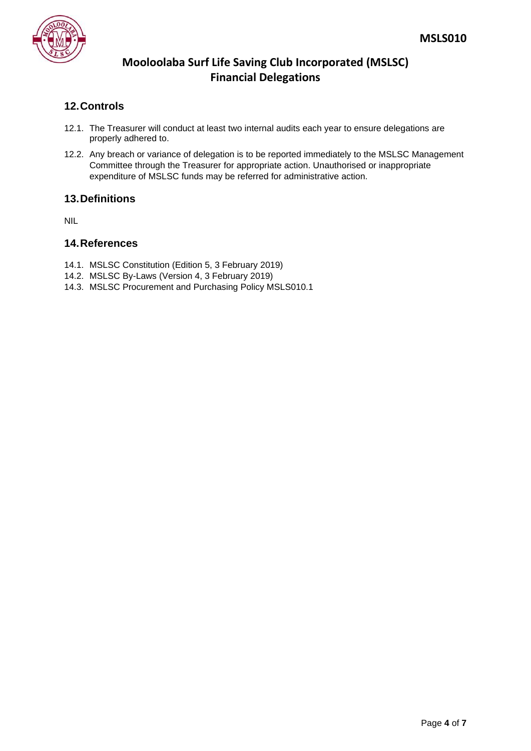## 12. Controls

12.1. The Treasurer will conduct at least two internal audits each year to ensure delegations are properly adhered to.

12.2. Any breach or variance of delegation is to be reported immediately to the MSLSC Management Committee through the Treasurer for appropriate action. Unauthorised or inappropriate expenditure of MSLSC funds may be referred for administrative action.

## 13. Definitions

NIL

## 14. References

14.1. MSLSC Constitution (Edition 5, 3 February 2019)
14.2. MSLSC By-Laws (Version 4, 3 February 2019)
14.3. MSLSC Procurement and Purchasing Policy MSLS010.1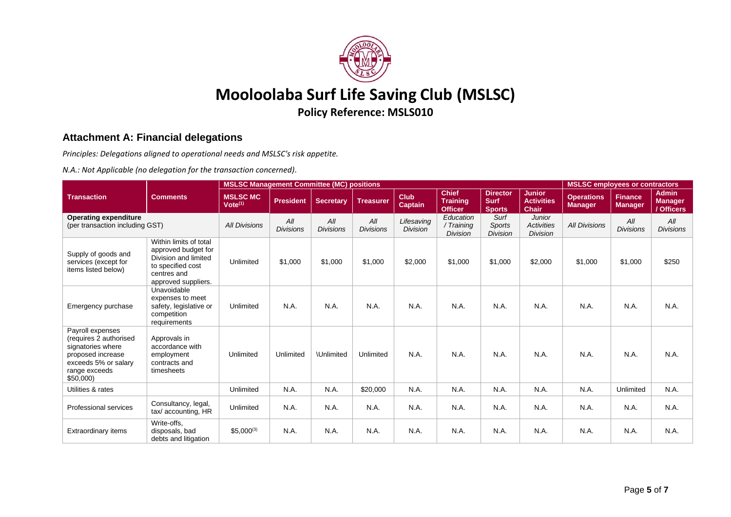# Mooloolaba Surf Life Saving Club (MSLSC)

## Policy Reference: MSLS010

### Attachment A: Financial delegations

*Principles: Delegations aligned to operational needs and MSLSC's risk appetite.*

*N.A.: Not Applicable (no delegation for the transaction concerned).*

| | | MSLSC Management Committee (MC) positions | | | | | | | | MSLSC employees or contractors | | |
|---|---|---|---|---|---|---|---|---|---|---|---|---|
| **Transaction** | **Comments** | **MSLSC MC Vote**[1] | **President** | **Secretary** | **Treasurer** | **Club Captain** | **Chief Training Officer** | **Director Surf Sports** | **Junior Activities Chair** | **Operations Manager** | **Finance Manager** | **Admin Manager / Officers** |
| **Operating expenditure** (per transaction including GST) | | *All Divisions* | *All Divisions* | *All Divisions* | *All Divisions* | *Lifesaving Division* | *Education / Training Division* | *Surf Sports Division* | *Junior Activities Division* | *All Divisions* | *All Divisions* | *All Divisions* |
| Supply of goods and services (except for items listed below) | Within limits of total approved budget for Division and limited to specified cost centres and approved suppliers. | Unlimited | $1,000 | $1,000 | $1,000 | $2,000 | $1,000 | $1,000 | $2,000 | $1,000 | $1,000 | $250 |
| Emergency purchase | Unavoidable expenses to meet safety, legislative or competition requirements | Unlimited | N.A. | N.A. | N.A. | N.A. | N.A. | N.A. | N.A. | N.A. | N.A. | N.A. |
| Payroll expenses (requires 2 authorised signatories where proposed increase exceeds 5% or salary range exceeds $50,000) | Approvals in accordance with employment contracts and timesheets | Unlimited | Unlimited | \Unlimited | Unlimited | N.A. | N.A. | N.A. | N.A. | N.A. | N.A. | N.A. |
| Utilities & rates | | Unlimited | N.A. | N.A. | $20,000 | N.A. | N.A. | N.A. | N.A. | N.A. | Unlimited | N.A. |
| Professional services | Consultancy, legal, tax/ accounting, HR | Unlimited | N.A. | N.A. | N.A. | N.A. | N.A. | N.A. | N.A. | N.A. | N.A. | N.A. |
| Extraordinary items | Write-offs, disposals, bad debts and litigation | $5,000[3] | N.A. | N.A. | N.A. | N.A. | N.A. | N.A. | N.A. | N.A. | N.A. | N.A. |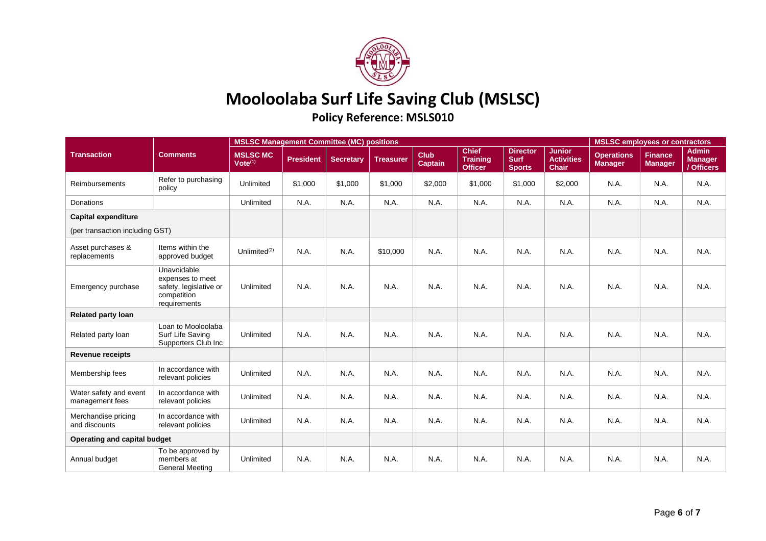# Mooloolaba Surf Life Saving Club (MSLSC)

## Policy Reference: MSLS010

| Transaction | Comments | MSLSC Management Committee (MC) positions | | | | | | | | MSLSC employees or contractors | | |
|---|---|---|---|---|---|---|---|---|---|---|---|---|
| | | MSLSC MC Vote[1] | President | Secretary | Treasurer | Club Captain | Chief Training Officer | Director Surf Sports | Junior Activities Chair | Operations Manager | Finance Manager | Admin Manager / Officers |
| Reimbursements | Refer to purchasing policy | Unlimited | $1,000 | $1,000 | $1,000 | $2,000 | $1,000 | $1,000 | $2,000 | N.A. | N.A. | N.A. |
| Donations | | Unlimited | N.A. | N.A. | N.A. | N.A. | N.A. | N.A. | N.A. | N.A. | N.A. | N.A. |
| **Capital expenditure** (per transaction including GST) | | | | | | | | | | | | |
| Asset purchases & replacements | Items within the approved budget | Unlimited[2] | N.A. | N.A. | $10,000 | N.A. | N.A. | N.A. | N.A. | N.A. | N.A. | N.A. |
| Emergency purchase | Unavoidable expenses to meet safety, legislative or competition requirements | Unlimited | N.A. | N.A. | N.A. | N.A. | N.A. | N.A. | N.A. | N.A. | N.A. | N.A. |
| **Related party loan** | | | | | | | | | | | | |
| Related party loan | Loan to Mooloolaba Surf Life Saving Supporters Club Inc | Unlimited | N.A. | N.A. | N.A. | N.A. | N.A. | N.A. | N.A. | N.A. | N.A. | N.A. |
| **Revenue receipts** | | | | | | | | | | | | |
| Membership fees | In accordance with relevant policies | Unlimited | N.A. | N.A. | N.A. | N.A. | N.A. | N.A. | N.A. | N.A. | N.A. | N.A. |
| Water safety and event management fees | In accordance with relevant policies | Unlimited | N.A. | N.A. | N.A. | N.A. | N.A. | N.A. | N.A. | N.A. | N.A. | N.A. |
| Merchandise pricing and discounts | In accordance with relevant policies | Unlimited | N.A. | N.A. | N.A. | N.A. | N.A. | N.A. | N.A. | N.A. | N.A. | N.A. |
| **Operating and capital budget** | | | | | | | | | | | | |
| Annual budget | To be approved by members at General Meeting | Unlimited | N.A. | N.A. | N.A. | N.A. | N.A. | N.A. | N.A. | N.A. | N.A. | N.A. |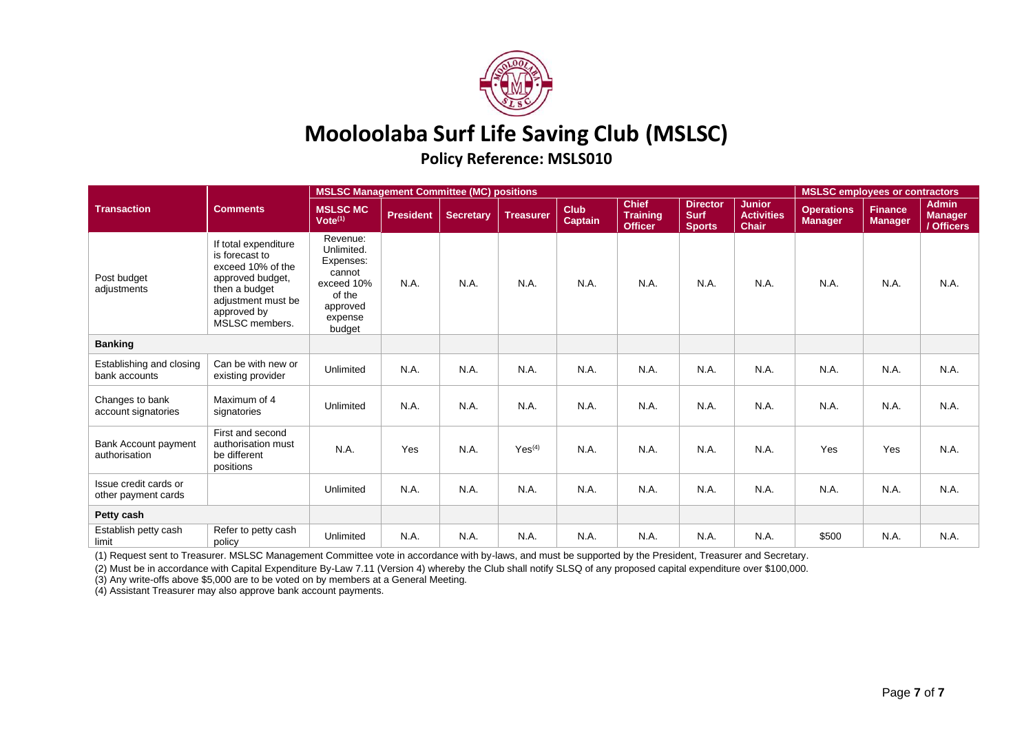# Mooloolaba Surf Life Saving Club (MSLSC)

## Policy Reference: MSLS010

| Transaction | Comments | MSLSC Management Committee (MC) positions | | | | | | | | MSLSC employees or contractors | | |
|---|---|---|---|---|---|---|---|---|---|---|---|---|
| | | MSLSC MC Vote[1] | President | Secretary | Treasurer | Club Captain | Chief Training Officer | Director Surf Sports | Junior Activities Chair | Operations Manager | Finance Manager | Admin Manager / Officers |
| Post budget adjustments | If total expenditure is forecast to exceed 10% of the approved budget, then a budget adjustment must be approved by MSLSC members. | Revenue: Unlimited. Expenses: cannot exceed 10% of the approved expense budget | N.A. | N.A. | N.A. | N.A. | N.A. | N.A. | N.A. | N.A. | N.A. | N.A. |
| **Banking** | | | | | | | | | | | | |
| Establishing and closing bank accounts | Can be with new or existing provider | Unlimited | N.A. | N.A. | N.A. | N.A. | N.A. | N.A. | N.A. | N.A. | N.A. | N.A. |
| Changes to bank account signatories | Maximum of 4 signatories | Unlimited | N.A. | N.A. | N.A. | N.A. | N.A. | N.A. | N.A. | N.A. | N.A. | N.A. |
| Bank Account payment authorisation | First and second authorisation must be different positions | N.A. | Yes | N.A. | Yes[4] | N.A. | N.A. | N.A. | N.A. | Yes | Yes | N.A. |
| Issue credit cards or other payment cards | | Unlimited | N.A. | N.A. | N.A. | N.A. | N.A. | N.A. | N.A. | N.A. | N.A. | N.A. |
| **Petty cash** | | | | | | | | | | | | |
| Establish petty cash limit | Refer to petty cash policy | Unlimited | N.A. | N.A. | N.A. | N.A. | N.A. | N.A. | N.A. | $500 | N.A. | N.A. |

(1) Request sent to Treasurer. MSLSC Management Committee vote in accordance with by-laws, and must be supported by the President, Treasurer and Secretary.

(2) Must be in accordance with Capital Expenditure By-Law 7.11 (Version 4) whereby the Club shall notify SLSQ of any proposed capital expenditure over $100,000.

(3) Any write-offs above $5,000 are to be voted on by members at a General Meeting.

(4) Assistant Treasurer may also approve bank account payments.